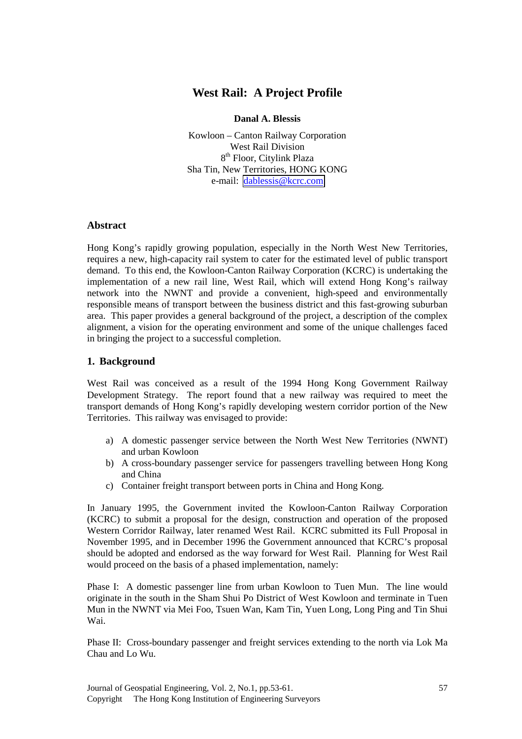# West Rail: A Project Profile

**Danal A. Blessis**

Kowloon – Canton Railway Corporation
West Rail Division
8th Floor, Citylink Plaza
Sha Tin, New Territories, HONG KONG
e-mail: dablessis@kcrc.com

## Abstract

Hong Kong's rapidly growing population, especially in the North West New Territories, requires a new, high-capacity rail system to cater for the estimated level of public transport demand. To this end, the Kowloon-Canton Railway Corporation (KCRC) is undertaking the implementation of a new rail line, West Rail, which will extend Hong Kong's railway network into the NWNT and provide a convenient, high-speed and environmentally responsible means of transport between the business district and this fast-growing suburban area. This paper provides a general background of the project, a description of the complex alignment, a vision for the operating environment and some of the unique challenges faced in bringing the project to a successful completion.

## 1. Background

West Rail was conceived as a result of the 1994 Hong Kong Government Railway Development Strategy. The report found that a new railway was required to meet the transport demands of Hong Kong's rapidly developing western corridor portion of the New Territories. This railway was envisaged to provide:

a) A domestic passenger service between the North West New Territories (NWNT) and urban Kowloon
b) A cross-boundary passenger service for passengers travelling between Hong Kong and China
c) Container freight transport between ports in China and Hong Kong.

In January 1995, the Government invited the Kowloon-Canton Railway Corporation (KCRC) to submit a proposal for the design, construction and operation of the proposed Western Corridor Railway, later renamed West Rail. KCRC submitted its Full Proposal in November 1995, and in December 1996 the Government announced that KCRC's proposal should be adopted and endorsed as the way forward for West Rail. Planning for West Rail would proceed on the basis of a phased implementation, namely:

Phase I: A domestic passenger line from urban Kowloon to Tuen Mun. The line would originate in the south in the Sham Shui Po District of West Kowloon and terminate in Tuen Mun in the NWNT via Mei Foo, Tsuen Wan, Kam Tin, Yuen Long, Long Ping and Tin Shui Wai.

Phase II: Cross-boundary passenger and freight services extending to the north via Lok Ma Chau and Lo Wu.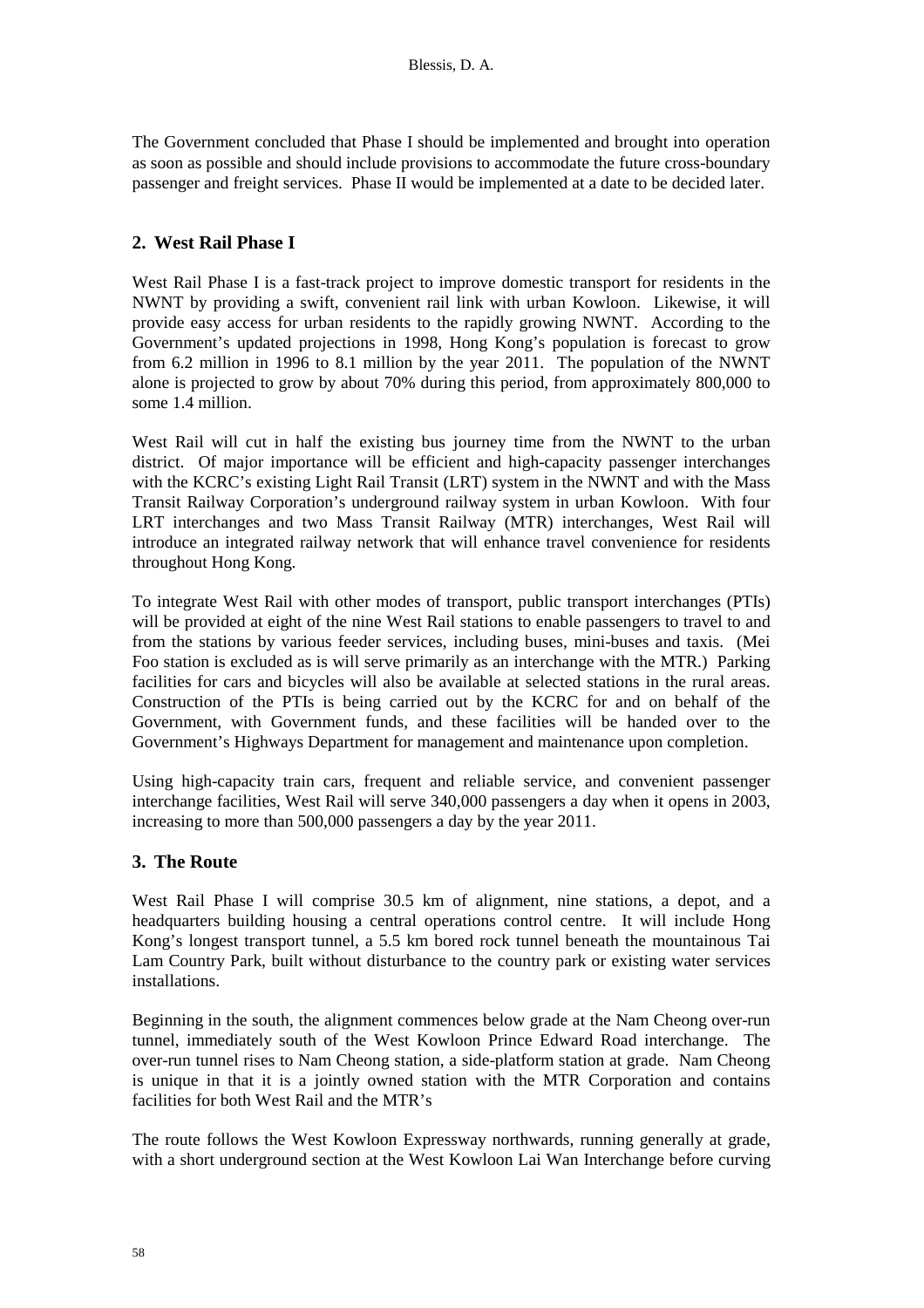The Government concluded that Phase I should be implemented and brought into operation as soon as possible and should include provisions to accommodate the future cross-boundary passenger and freight services. Phase II would be implemented at a date to be decided later.

## 2. West Rail Phase I

West Rail Phase I is a fast-track project to improve domestic transport for residents in the NWNT by providing a swift, convenient rail link with urban Kowloon. Likewise, it will provide easy access for urban residents to the rapidly growing NWNT. According to the Government's updated projections in 1998, Hong Kong's population is forecast to grow from 6.2 million in 1996 to 8.1 million by the year 2011. The population of the NWNT alone is projected to grow by about 70% during this period, from approximately 800,000 to some 1.4 million.

West Rail will cut in half the existing bus journey time from the NWNT to the urban district. Of major importance will be efficient and high-capacity passenger interchanges with the KCRC's existing Light Rail Transit (LRT) system in the NWNT and with the Mass Transit Railway Corporation's underground railway system in urban Kowloon. With four LRT interchanges and two Mass Transit Railway (MTR) interchanges, West Rail will introduce an integrated railway network that will enhance travel convenience for residents throughout Hong Kong.

To integrate West Rail with other modes of transport, public transport interchanges (PTIs) will be provided at eight of the nine West Rail stations to enable passengers to travel to and from the stations by various feeder services, including buses, mini-buses and taxis. (Mei Foo station is excluded as is will serve primarily as an interchange with the MTR.) Parking facilities for cars and bicycles will also be available at selected stations in the rural areas. Construction of the PTIs is being carried out by the KCRC for and on behalf of the Government, with Government funds, and these facilities will be handed over to the Government's Highways Department for management and maintenance upon completion.

Using high-capacity train cars, frequent and reliable service, and convenient passenger interchange facilities, West Rail will serve 340,000 passengers a day when it opens in 2003, increasing to more than 500,000 passengers a day by the year 2011.

## 3. The Route

West Rail Phase I will comprise 30.5 km of alignment, nine stations, a depot, and a headquarters building housing a central operations control centre. It will include Hong Kong's longest transport tunnel, a 5.5 km bored rock tunnel beneath the mountainous Tai Lam Country Park, built without disturbance to the country park or existing water services installations.

Beginning in the south, the alignment commences below grade at the Nam Cheong over-run tunnel, immediately south of the West Kowloon Prince Edward Road interchange. The over-run tunnel rises to Nam Cheong station, a side-platform station at grade. Nam Cheong is unique in that it is a jointly owned station with the MTR Corporation and contains facilities for both West Rail and the MTR's

The route follows the West Kowloon Expressway northwards, running generally at grade, with a short underground section at the West Kowloon Lai Wan Interchange before curving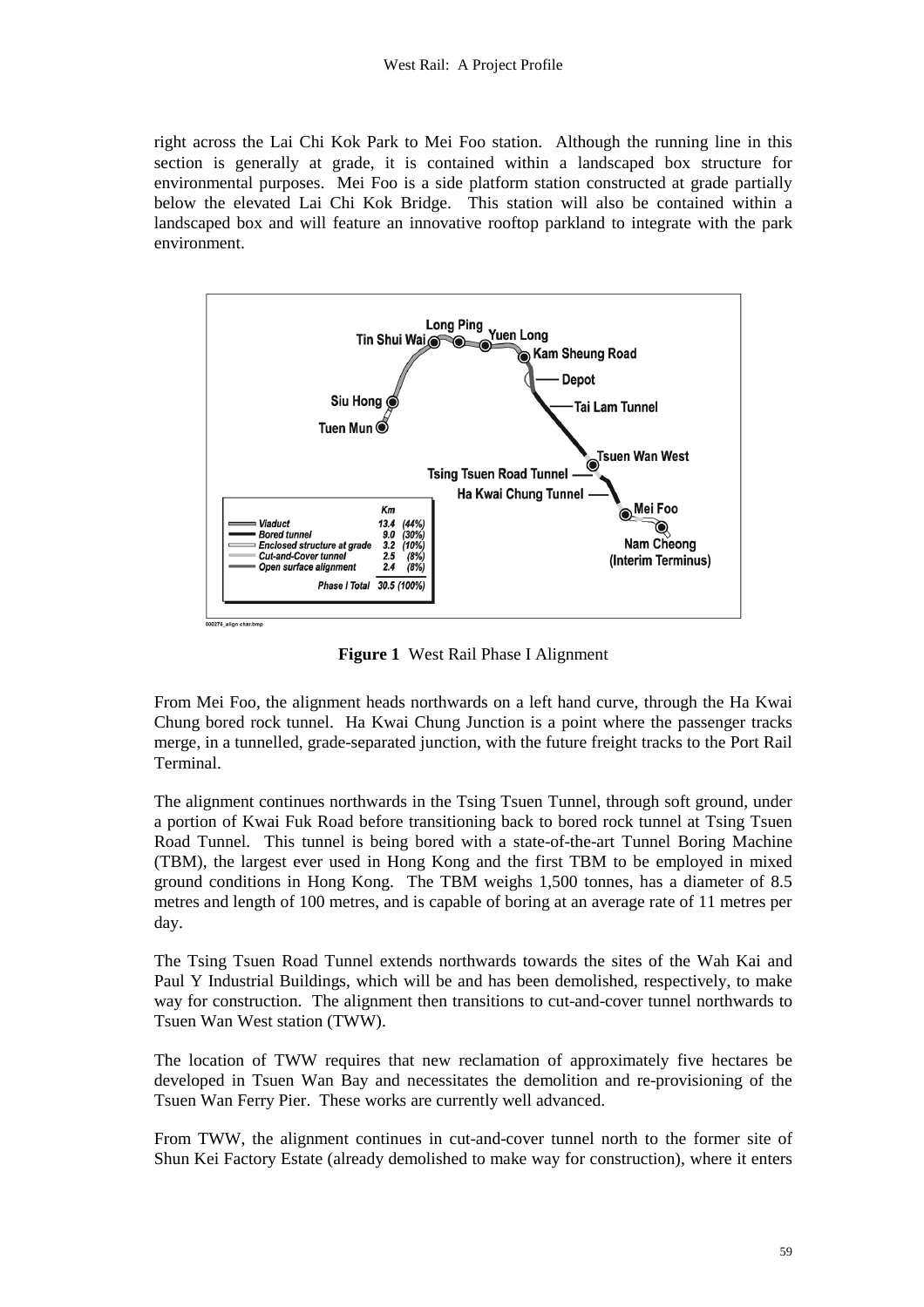right across the Lai Chi Kok Park to Mei Foo station. Although the running line in this section is generally at grade, it is contained within a landscaped box structure for environmental purposes. Mei Foo is a side platform station constructed at grade partially below the elevated Lai Chi Kok Bridge. This station will also be contained within a landscaped box and will feature an innovative rooftop parkland to integrate with the park environment.

**Figure 1** West Rail Phase I Alignment

From Mei Foo, the alignment heads northwards on a left hand curve, through the Ha Kwai Chung bored rock tunnel. Ha Kwai Chung Junction is a point where the passenger tracks merge, in a tunnelled, grade-separated junction, with the future freight tracks to the Port Rail Terminal.

The alignment continues northwards in the Tsing Tsuen Tunnel, through soft ground, under a portion of Kwai Fuk Road before transitioning back to bored rock tunnel at Tsing Tsuen Road Tunnel. This tunnel is being bored with a state-of-the-art Tunnel Boring Machine (TBM), the largest ever used in Hong Kong and the first TBM to be employed in mixed ground conditions in Hong Kong. The TBM weighs 1,500 tonnes, has a diameter of 8.5 metres and length of 100 metres, and is capable of boring at an average rate of 11 metres per day.

The Tsing Tsuen Road Tunnel extends northwards towards the sites of the Wah Kai and Paul Y Industrial Buildings, which will be and has been demolished, respectively, to make way for construction. The alignment then transitions to cut-and-cover tunnel northwards to Tsuen Wan West station (TWW).

The location of TWW requires that new reclamation of approximately five hectares be developed in Tsuen Wan Bay and necessitates the demolition and re-provisioning of the Tsuen Wan Ferry Pier. These works are currently well advanced.

From TWW, the alignment continues in cut-and-cover tunnel north to the former site of Shun Kei Factory Estate (already demolished to make way for construction), where it enters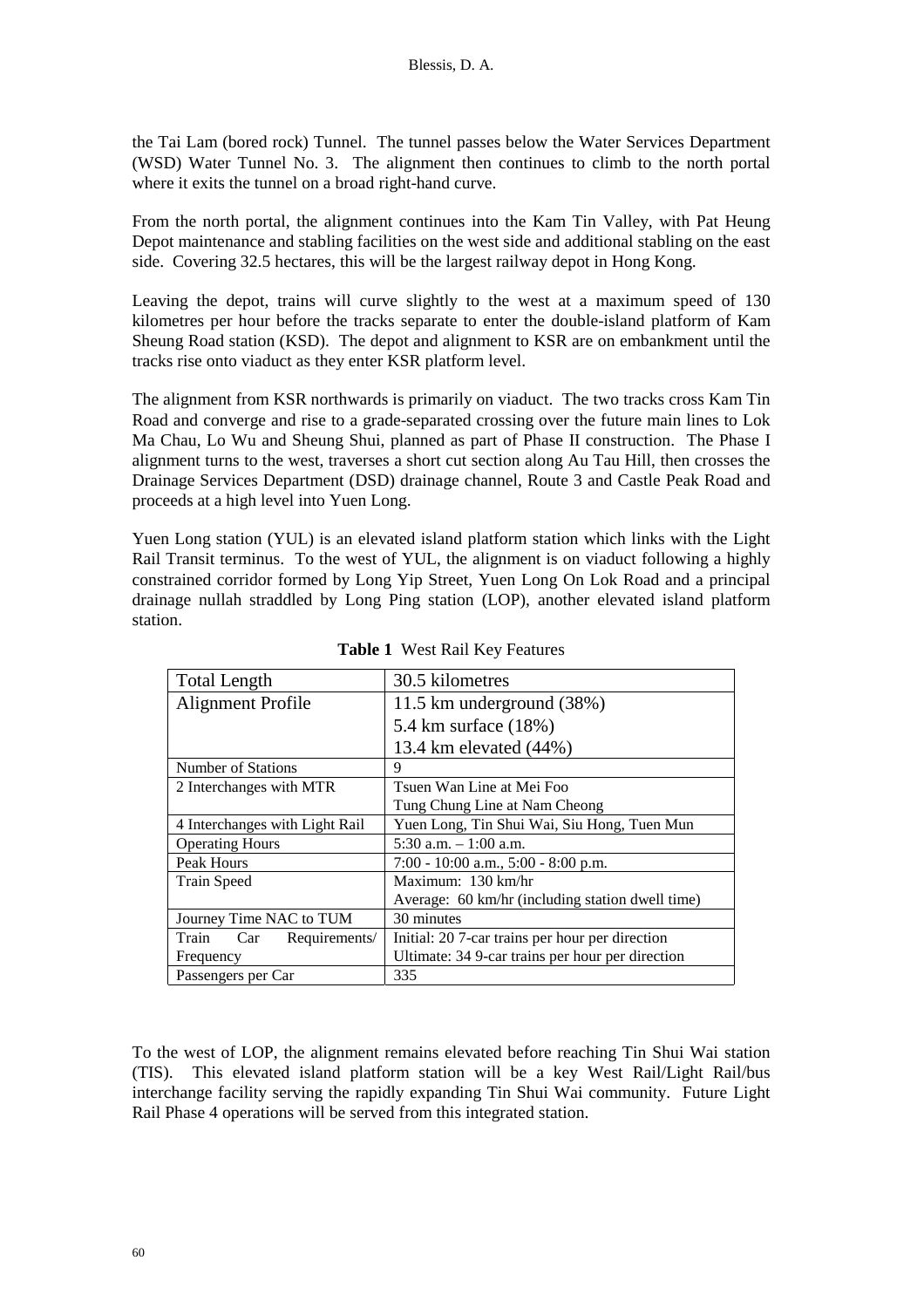the Tai Lam (bored rock) Tunnel. The tunnel passes below the Water Services Department (WSD) Water Tunnel No. 3. The alignment then continues to climb to the north portal where it exits the tunnel on a broad right-hand curve.

From the north portal, the alignment continues into the Kam Tin Valley, with Pat Heung Depot maintenance and stabling facilities on the west side and additional stabling on the east side. Covering 32.5 hectares, this will be the largest railway depot in Hong Kong.

Leaving the depot, trains will curve slightly to the west at a maximum speed of 130 kilometres per hour before the tracks separate to enter the double-island platform of Kam Sheung Road station (KSD). The depot and alignment to KSR are on embankment until the tracks rise onto viaduct as they enter KSR platform level.

The alignment from KSR northwards is primarily on viaduct. The two tracks cross Kam Tin Road and converge and rise to a grade-separated crossing over the future main lines to Lok Ma Chau, Lo Wu and Sheung Shui, planned as part of Phase II construction. The Phase I alignment turns to the west, traverses a short cut section along Au Tau Hill, then crosses the Drainage Services Department (DSD) drainage channel, Route 3 and Castle Peak Road and proceeds at a high level into Yuen Long.

Yuen Long station (YUL) is an elevated island platform station which links with the Light Rail Transit terminus. To the west of YUL, the alignment is on viaduct following a highly constrained corridor formed by Long Yip Street, Yuen Long On Lok Road and a principal drainage nullah straddled by Long Ping station (LOP), another elevated island platform station.

**Table 1** West Rail Key Features

| Total Length | 30.5 kilometres |
|---|---|
| Alignment Profile | 11.5 km underground (38%)<br>5.4 km surface (18%)<br>13.4 km elevated (44%) |
| Number of Stations | 9 |
| 2 Interchanges with MTR | Tsuen Wan Line at Mei Foo<br>Tung Chung Line at Nam Cheong |
| 4 Interchanges with Light Rail | Yuen Long, Tin Shui Wai, Siu Hong, Tuen Mun |
| Operating Hours | 5:30 a.m. – 1:00 a.m. |
| Peak Hours | 7:00 - 10:00 a.m., 5:00 - 8:00 p.m. |
| Train Speed | Maximum: 130 km/hr<br>Average: 60 km/hr (including station dwell time) |
| Journey Time NAC to TUM | 30 minutes |
| Train Car Requirements/ Frequency | Initial: 20 7-car trains per hour per direction<br>Ultimate: 34 9-car trains per hour per direction |
| Passengers per Car | 335 |

To the west of LOP, the alignment remains elevated before reaching Tin Shui Wai station (TIS). This elevated island platform station will be a key West Rail/Light Rail/bus interchange facility serving the rapidly expanding Tin Shui Wai community. Future Light Rail Phase 4 operations will be served from this integrated station.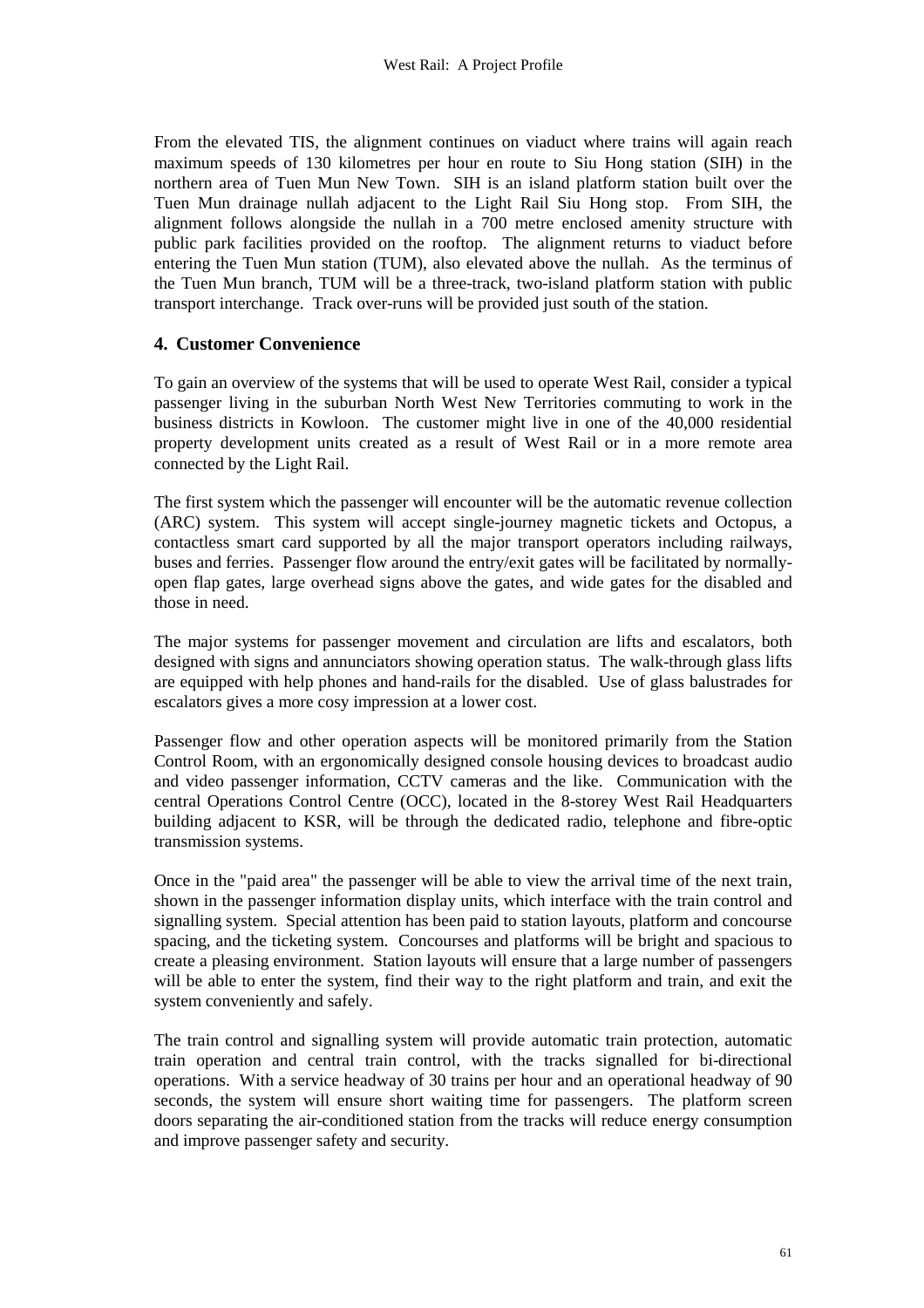From the elevated TIS, the alignment continues on viaduct where trains will again reach maximum speeds of 130 kilometres per hour en route to Siu Hong station (SIH) in the northern area of Tuen Mun New Town. SIH is an island platform station built over the Tuen Mun drainage nullah adjacent to the Light Rail Siu Hong stop. From SIH, the alignment follows alongside the nullah in a 700 metre enclosed amenity structure with public park facilities provided on the rooftop. The alignment returns to viaduct before entering the Tuen Mun station (TUM), also elevated above the nullah. As the terminus of the Tuen Mun branch, TUM will be a three-track, two-island platform station with public transport interchange. Track over-runs will be provided just south of the station.

## 4. Customer Convenience

To gain an overview of the systems that will be used to operate West Rail, consider a typical passenger living in the suburban North West New Territories commuting to work in the business districts in Kowloon. The customer might live in one of the 40,000 residential property development units created as a result of West Rail or in a more remote area connected by the Light Rail.

The first system which the passenger will encounter will be the automatic revenue collection (ARC) system. This system will accept single-journey magnetic tickets and Octopus, a contactless smart card supported by all the major transport operators including railways, buses and ferries. Passenger flow around the entry/exit gates will be facilitated by normally-open flap gates, large overhead signs above the gates, and wide gates for the disabled and those in need.

The major systems for passenger movement and circulation are lifts and escalators, both designed with signs and annunciators showing operation status. The walk-through glass lifts are equipped with help phones and hand-rails for the disabled. Use of glass balustrades for escalators gives a more cosy impression at a lower cost.

Passenger flow and other operation aspects will be monitored primarily from the Station Control Room, with an ergonomically designed console housing devices to broadcast audio and video passenger information, CCTV cameras and the like. Communication with the central Operations Control Centre (OCC), located in the 8-storey West Rail Headquarters building adjacent to KSR, will be through the dedicated radio, telephone and fibre-optic transmission systems.

Once in the "paid area" the passenger will be able to view the arrival time of the next train, shown in the passenger information display units, which interface with the train control and signalling system. Special attention has been paid to station layouts, platform and concourse spacing, and the ticketing system. Concourses and platforms will be bright and spacious to create a pleasing environment. Station layouts will ensure that a large number of passengers will be able to enter the system, find their way to the right platform and train, and exit the system conveniently and safely.

The train control and signalling system will provide automatic train protection, automatic train operation and central train control, with the tracks signalled for bi-directional operations. With a service headway of 30 trains per hour and an operational headway of 90 seconds, the system will ensure short waiting time for passengers. The platform screen doors separating the air-conditioned station from the tracks will reduce energy consumption and improve passenger safety and security.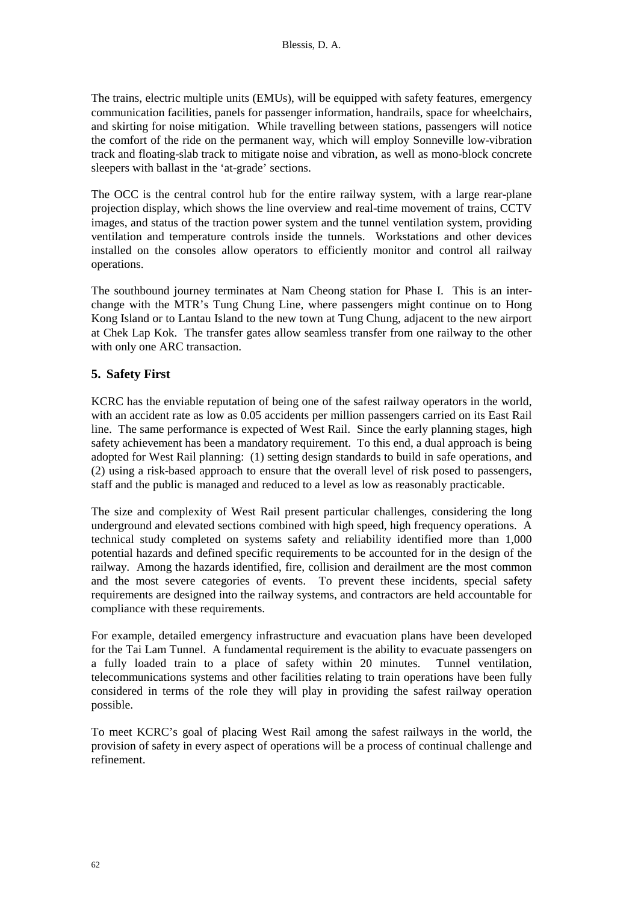The trains, electric multiple units (EMUs), will be equipped with safety features, emergency communication facilities, panels for passenger information, handrails, space for wheelchairs, and skirting for noise mitigation. While travelling between stations, passengers will notice the comfort of the ride on the permanent way, which will employ Sonneville low-vibration track and floating-slab track to mitigate noise and vibration, as well as mono-block concrete sleepers with ballast in the 'at-grade' sections.

The OCC is the central control hub for the entire railway system, with a large rear-plane projection display, which shows the line overview and real-time movement of trains, CCTV images, and status of the traction power system and the tunnel ventilation system, providing ventilation and temperature controls inside the tunnels. Workstations and other devices installed on the consoles allow operators to efficiently monitor and control all railway operations.

The southbound journey terminates at Nam Cheong station for Phase I. This is an inter-change with the MTR's Tung Chung Line, where passengers might continue on to Hong Kong Island or to Lantau Island to the new town at Tung Chung, adjacent to the new airport at Chek Lap Kok. The transfer gates allow seamless transfer from one railway to the other with only one ARC transaction.

## 5. Safety First

KCRC has the enviable reputation of being one of the safest railway operators in the world, with an accident rate as low as 0.05 accidents per million passengers carried on its East Rail line. The same performance is expected of West Rail. Since the early planning stages, high safety achievement has been a mandatory requirement. To this end, a dual approach is being adopted for West Rail planning: (1) setting design standards to build in safe operations, and (2) using a risk-based approach to ensure that the overall level of risk posed to passengers, staff and the public is managed and reduced to a level as low as reasonably practicable.

The size and complexity of West Rail present particular challenges, considering the long underground and elevated sections combined with high speed, high frequency operations. A technical study completed on systems safety and reliability identified more than 1,000 potential hazards and defined specific requirements to be accounted for in the design of the railway. Among the hazards identified, fire, collision and derailment are the most common and the most severe categories of events. To prevent these incidents, special safety requirements are designed into the railway systems, and contractors are held accountable for compliance with these requirements.

For example, detailed emergency infrastructure and evacuation plans have been developed for the Tai Lam Tunnel. A fundamental requirement is the ability to evacuate passengers on a fully loaded train to a place of safety within 20 minutes. Tunnel ventilation, telecommunications systems and other facilities relating to train operations have been fully considered in terms of the role they will play in providing the safest railway operation possible.

To meet KCRC's goal of placing West Rail among the safest railways in the world, the provision of safety in every aspect of operations will be a process of continual challenge and refinement.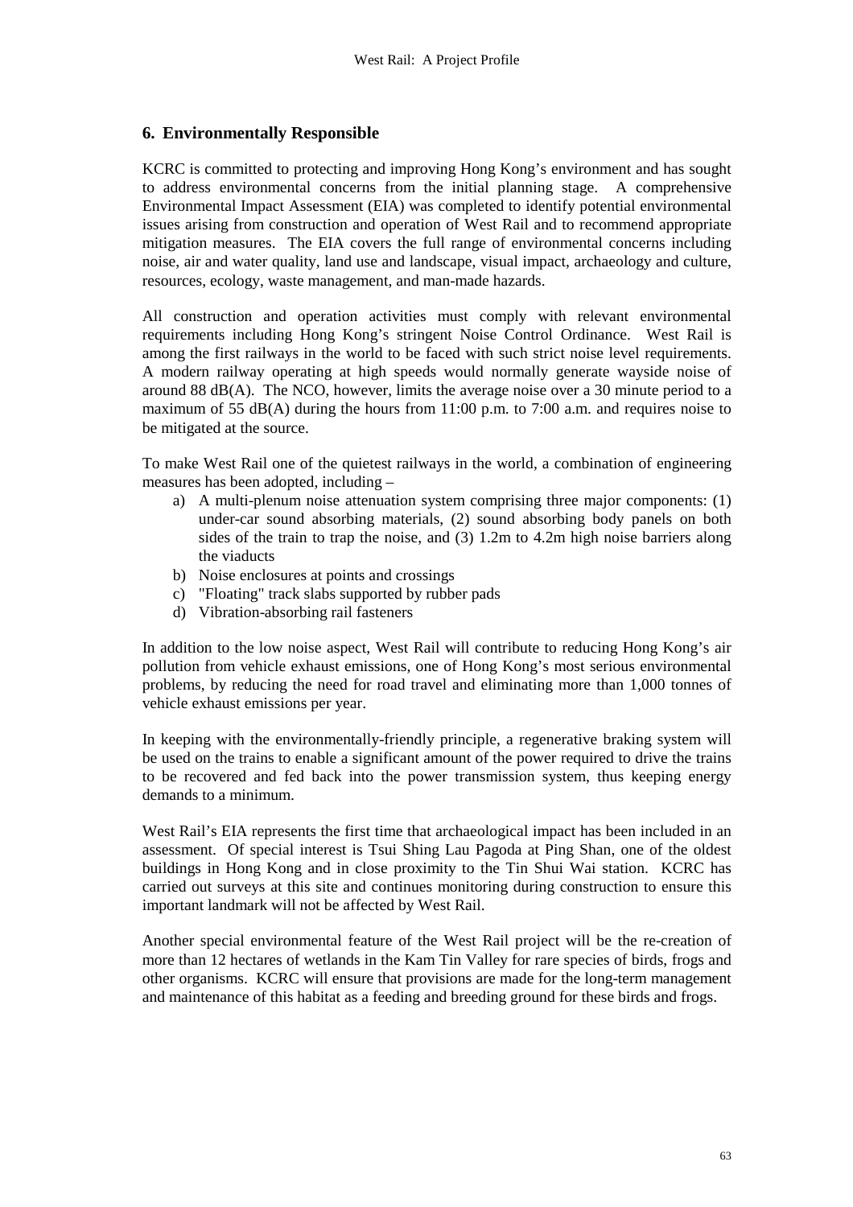## 6. Environmentally Responsible

KCRC is committed to protecting and improving Hong Kong's environment and has sought to address environmental concerns from the initial planning stage. A comprehensive Environmental Impact Assessment (EIA) was completed to identify potential environmental issues arising from construction and operation of West Rail and to recommend appropriate mitigation measures. The EIA covers the full range of environmental concerns including noise, air and water quality, land use and landscape, visual impact, archaeology and culture, resources, ecology, waste management, and man-made hazards.

All construction and operation activities must comply with relevant environmental requirements including Hong Kong's stringent Noise Control Ordinance. West Rail is among the first railways in the world to be faced with such strict noise level requirements. A modern railway operating at high speeds would normally generate wayside noise of around 88 dB(A). The NCO, however, limits the average noise over a 30 minute period to a maximum of 55 dB(A) during the hours from 11:00 p.m. to 7:00 a.m. and requires noise to be mitigated at the source.

To make West Rail one of the quietest railways in the world, a combination of engineering measures has been adopted, including –

a) A multi-plenum noise attenuation system comprising three major components: (1) under-car sound absorbing materials, (2) sound absorbing body panels on both sides of the train to trap the noise, and (3) 1.2m to 4.2m high noise barriers along the viaducts
b) Noise enclosures at points and crossings
c) "Floating" track slabs supported by rubber pads
d) Vibration-absorbing rail fasteners

In addition to the low noise aspect, West Rail will contribute to reducing Hong Kong's air pollution from vehicle exhaust emissions, one of Hong Kong's most serious environmental problems, by reducing the need for road travel and eliminating more than 1,000 tonnes of vehicle exhaust emissions per year.

In keeping with the environmentally-friendly principle, a regenerative braking system will be used on the trains to enable a significant amount of the power required to drive the trains to be recovered and fed back into the power transmission system, thus keeping energy demands to a minimum.

West Rail's EIA represents the first time that archaeological impact has been included in an assessment. Of special interest is Tsui Shing Lau Pagoda at Ping Shan, one of the oldest buildings in Hong Kong and in close proximity to the Tin Shui Wai station. KCRC has carried out surveys at this site and continues monitoring during construction to ensure this important landmark will not be affected by West Rail.

Another special environmental feature of the West Rail project will be the re-creation of more than 12 hectares of wetlands in the Kam Tin Valley for rare species of birds, frogs and other organisms. KCRC will ensure that provisions are made for the long-term management and maintenance of this habitat as a feeding and breeding ground for these birds and frogs.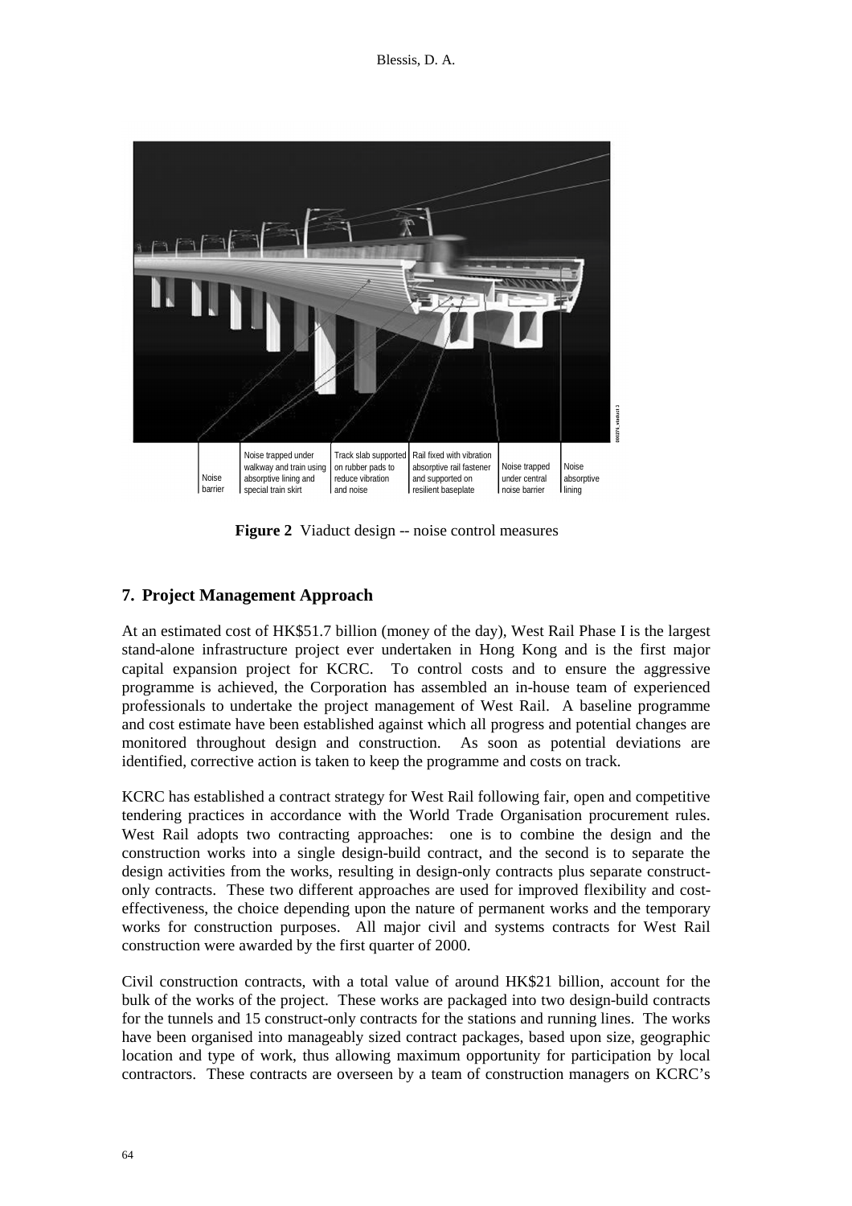| Noise barrier | Noise trapped under walkway and train using absorptive lining and special train skirt | Track slab supported on rubber pads to reduce vibration and noise | Rail fixed with vibration absorptive rail fastener and supported on resilient baseplate | Noise trapped under central noise barrier | Noise absorptive lining |
| --- | --- | --- | --- | --- | --- |

**Figure 2** Viaduct design -- noise control measures

## 7. Project Management Approach

At an estimated cost of HK$51.7 billion (money of the day), West Rail Phase I is the largest stand-alone infrastructure project ever undertaken in Hong Kong and is the first major capital expansion project for KCRC. To control costs and to ensure the aggressive programme is achieved, the Corporation has assembled an in-house team of experienced professionals to undertake the project management of West Rail. A baseline programme and cost estimate have been established against which all progress and potential changes are monitored throughout design and construction. As soon as potential deviations are identified, corrective action is taken to keep the programme and costs on track.

KCRC has established a contract strategy for West Rail following fair, open and competitive tendering practices in accordance with the World Trade Organisation procurement rules. West Rail adopts two contracting approaches: one is to combine the design and the construction works into a single design-build contract, and the second is to separate the design activities from the works, resulting in design-only contracts plus separate construct-only contracts. These two different approaches are used for improved flexibility and cost-effectiveness, the choice depending upon the nature of permanent works and the temporary works for construction purposes. All major civil and systems contracts for West Rail construction were awarded by the first quarter of 2000.

Civil construction contracts, with a total value of around HK$21 billion, account for the bulk of the works of the project. These works are packaged into two design-build contracts for the tunnels and 15 construct-only contracts for the stations and running lines. The works have been organised into manageably sized contract packages, based upon size, geographic location and type of work, thus allowing maximum opportunity for participation by local contractors. These contracts are overseen by a team of construction managers on KCRC's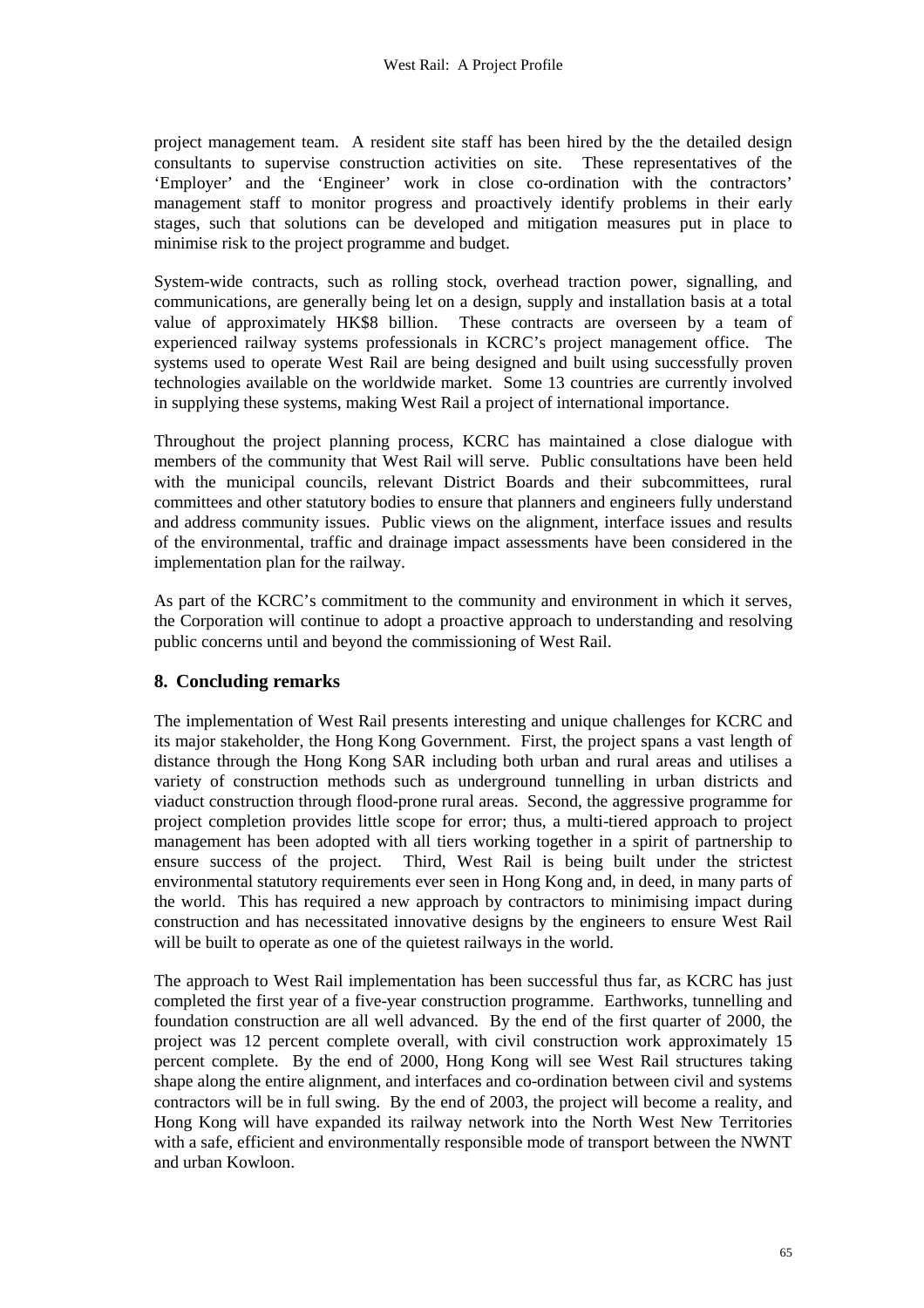project management team. A resident site staff has been hired by the the detailed design consultants to supervise construction activities on site. These representatives of the 'Employer' and the 'Engineer' work in close co-ordination with the contractors' management staff to monitor progress and proactively identify problems in their early stages, such that solutions can be developed and mitigation measures put in place to minimise risk to the project programme and budget.

System-wide contracts, such as rolling stock, overhead traction power, signalling, and communications, are generally being let on a design, supply and installation basis at a total value of approximately HK$8 billion. These contracts are overseen by a team of experienced railway systems professionals in KCRC's project management office. The systems used to operate West Rail are being designed and built using successfully proven technologies available on the worldwide market. Some 13 countries are currently involved in supplying these systems, making West Rail a project of international importance.

Throughout the project planning process, KCRC has maintained a close dialogue with members of the community that West Rail will serve. Public consultations have been held with the municipal councils, relevant District Boards and their subcommittees, rural committees and other statutory bodies to ensure that planners and engineers fully understand and address community issues. Public views on the alignment, interface issues and results of the environmental, traffic and drainage impact assessments have been considered in the implementation plan for the railway.

As part of the KCRC's commitment to the community and environment in which it serves, the Corporation will continue to adopt a proactive approach to understanding and resolving public concerns until and beyond the commissioning of West Rail.

## 8. Concluding remarks

The implementation of West Rail presents interesting and unique challenges for KCRC and its major stakeholder, the Hong Kong Government. First, the project spans a vast length of distance through the Hong Kong SAR including both urban and rural areas and utilises a variety of construction methods such as underground tunnelling in urban districts and viaduct construction through flood-prone rural areas. Second, the aggressive programme for project completion provides little scope for error; thus, a multi-tiered approach to project management has been adopted with all tiers working together in a spirit of partnership to ensure success of the project. Third, West Rail is being built under the strictest environmental statutory requirements ever seen in Hong Kong and, in deed, in many parts of the world. This has required a new approach by contractors to minimising impact during construction and has necessitated innovative designs by the engineers to ensure West Rail will be built to operate as one of the quietest railways in the world.

The approach to West Rail implementation has been successful thus far, as KCRC has just completed the first year of a five-year construction programme. Earthworks, tunnelling and foundation construction are all well advanced. By the end of the first quarter of 2000, the project was 12 percent complete overall, with civil construction work approximately 15 percent complete. By the end of 2000, Hong Kong will see West Rail structures taking shape along the entire alignment, and interfaces and co-ordination between civil and systems contractors will be in full swing. By the end of 2003, the project will become a reality, and Hong Kong will have expanded its railway network into the North West New Territories with a safe, efficient and environmentally responsible mode of transport between the NWNT and urban Kowloon.